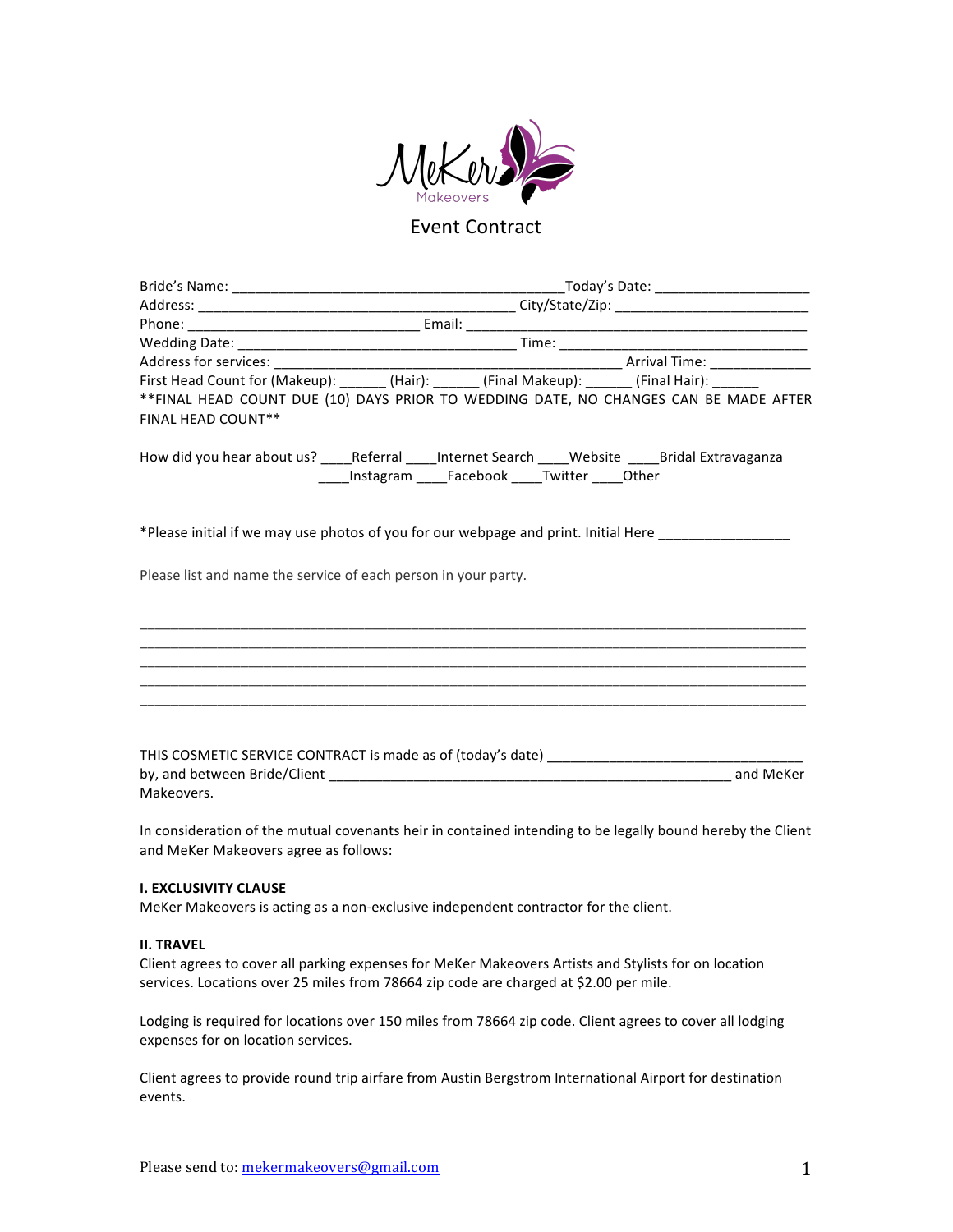MeKer Makeovers

# Event Contract

Bride's Name: ___________________________________________Today's Date: ____________________
Address: _________________________________________ City/State/Zip: _________________________
Phone: _____________________________ Email: __________________________________________
Wedding Date: ____________________________________ Time: ________________________________
Address for services: _____________________________________________ Arrival Time: _____________
First Head Count for (Makeup): ______ (Hair): ______ (Final Makeup): ______ (Final Hair): ______
**FINAL HEAD COUNT DUE (10) DAYS PRIOR TO WEDDING DATE, NO CHANGES CAN BE MADE AFTER FINAL HEAD COUNT**

How did you hear about us? ____Referral ____Internet Search ____Website ____Bridal Extravaganza ____Instagram ____Facebook ____Twitter ____Other

*Please initial if we may use photos of you for our webpage and print. Initial Here _________________

Please list and name the service of each person in your party.

_____________________________________________________________________________________
_____________________________________________________________________________________
_____________________________________________________________________________________
_____________________________________________________________________________________
_____________________________________________________________________________________

THIS COSMETIC SERVICE CONTRACT is made as of (today's date) _________________________________
by, and between Bride/Client ____________________________________________________ and MeKer Makeovers.

In consideration of the mutual covenants heir in contained intending to be legally bound hereby the Client and MeKer Makeovers agree as follows:

**I. EXCLUSIVITY CLAUSE**
MeKer Makeovers is acting as a non-exclusive independent contractor for the client.

**II. TRAVEL**
Client agrees to cover all parking expenses for MeKer Makeovers Artists and Stylists for on location services. Locations over 25 miles from 78664 zip code are charged at $2.00 per mile.

Lodging is required for locations over 150 miles from 78664 zip code. Client agrees to cover all lodging expenses for on location services.

Client agrees to provide round trip airfare from Austin Bergstrom International Airport for destination events.

Please send to: mekermakeovers@gmail.com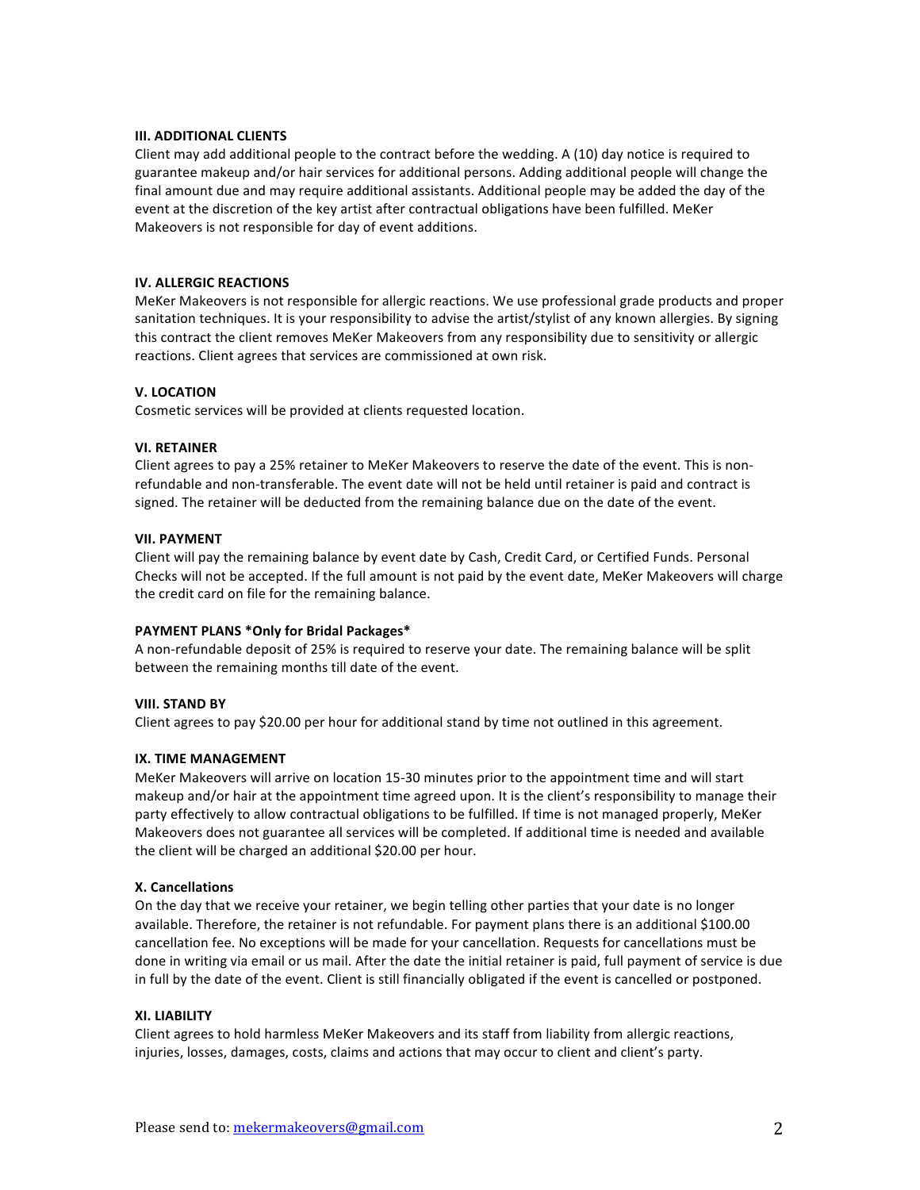### III. ADDITIONAL CLIENTS

Client may add additional people to the contract before the wedding. A (10) day notice is required to guarantee makeup and/or hair services for additional persons. Adding additional people will change the final amount due and may require additional assistants. Additional people may be added the day of the event at the discretion of the key artist after contractual obligations have been fulfilled. MeKer Makeovers is not responsible for day of event additions.

### IV. ALLERGIC REACTIONS

MeKer Makeovers is not responsible for allergic reactions. We use professional grade products and proper sanitation techniques. It is your responsibility to advise the artist/stylist of any known allergies. By signing this contract the client removes MeKer Makeovers from any responsibility due to sensitivity or allergic reactions. Client agrees that services are commissioned at own risk.

### V. LOCATION

Cosmetic services will be provided at clients requested location.

### VI. RETAINER

Client agrees to pay a 25% retainer to MeKer Makeovers to reserve the date of the event. This is non-refundable and non-transferable. The event date will not be held until retainer is paid and contract is signed. The retainer will be deducted from the remaining balance due on the date of the event.

### VII. PAYMENT

Client will pay the remaining balance by event date by Cash, Credit Card, or Certified Funds. Personal Checks will not be accepted. If the full amount is not paid by the event date, MeKer Makeovers will charge the credit card on file for the remaining balance.

### PAYMENT PLANS *Only for Bridal Packages*

A non-refundable deposit of 25% is required to reserve your date. The remaining balance will be split between the remaining months till date of the event.

### VIII. STAND BY

Client agrees to pay $20.00 per hour for additional stand by time not outlined in this agreement.

### IX. TIME MANAGEMENT

MeKer Makeovers will arrive on location 15-30 minutes prior to the appointment time and will start makeup and/or hair at the appointment time agreed upon. It is the client's responsibility to manage their party effectively to allow contractual obligations to be fulfilled. If time is not managed properly, MeKer Makeovers does not guarantee all services will be completed. If additional time is needed and available the client will be charged an additional $20.00 per hour.

### X. Cancellations

On the day that we receive your retainer, we begin telling other parties that your date is no longer available. Therefore, the retainer is not refundable. For payment plans there is an additional $100.00 cancellation fee. No exceptions will be made for your cancellation. Requests for cancellations must be done in writing via email or us mail. After the date the initial retainer is paid, full payment of service is due in full by the date of the event. Client is still financially obligated if the event is cancelled or postponed.

### XI. LIABILITY

Client agrees to hold harmless MeKer Makeovers and its staff from liability from allergic reactions, injuries, losses, damages, costs, claims and actions that may occur to client and client's party.

Please send to: [mekermakeovers@gmail.com](mailto:mekermakeovers@gmail.com)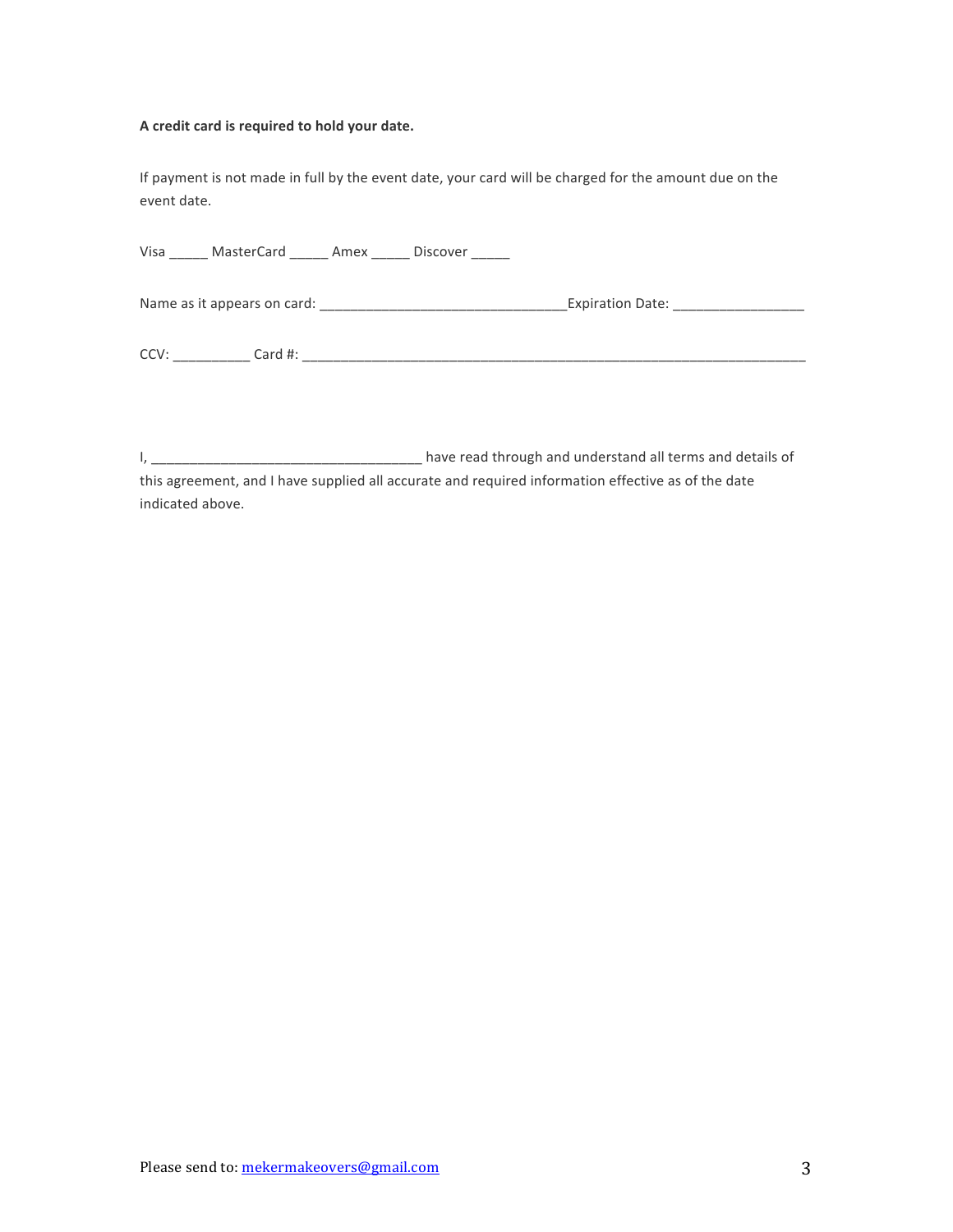**A credit card is required to hold your date.**

If payment is not made in full by the event date, your card will be charged for the amount due on the event date.

Visa _____ MasterCard _____ Amex _____ Discover _____

Name as it appears on card: _______________________________ Expiration Date: ________________

CCV: __________ Card #: _______________________________________________________________

I, __________________________________ have read through and understand all terms and details of this agreement, and I have supplied all accurate and required information effective as of the date indicated above.

Please send to: mekermakeovers@gmail.com